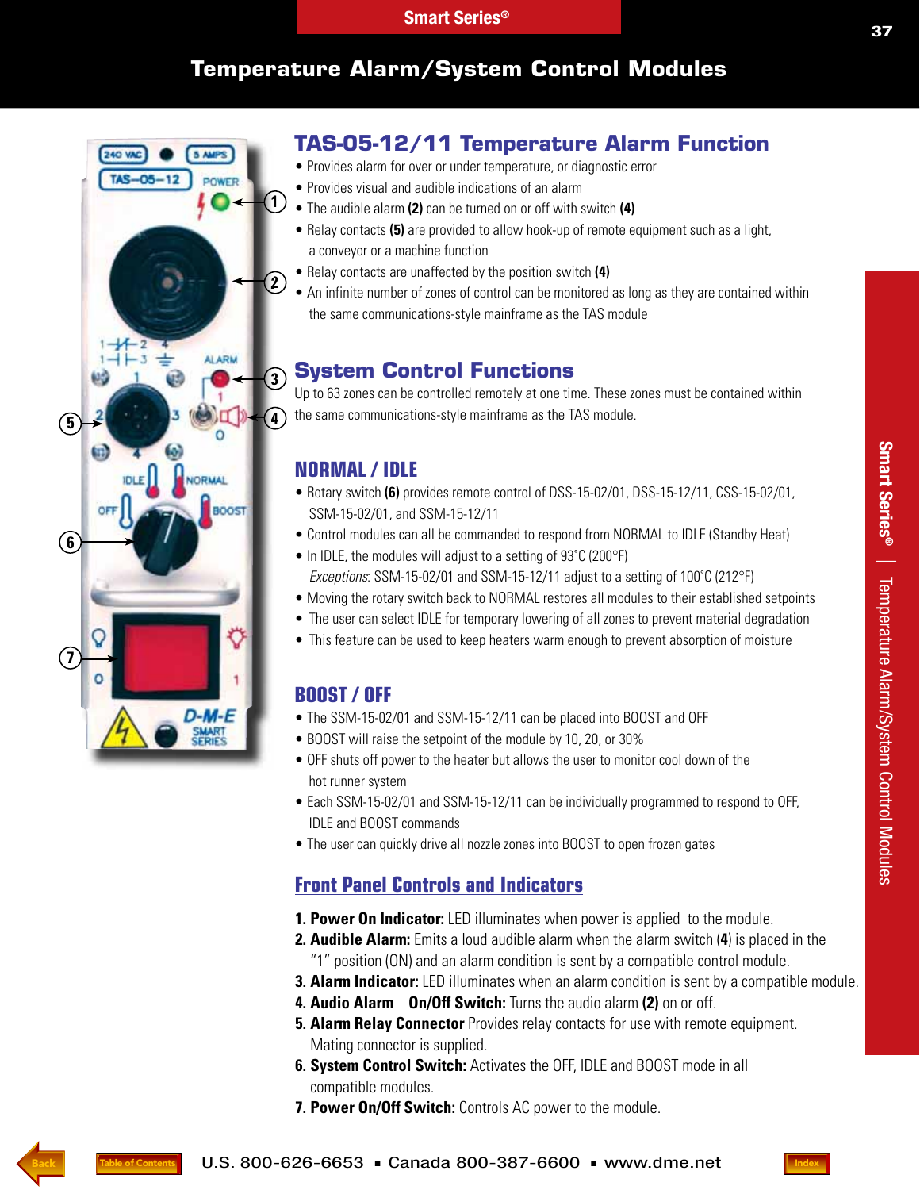# Temperature Alarm/System Control Modules

## TAS-05-12/11 Temperature Alarm Function

- Provides alarm for over or under temperature, or diagnostic error
- Provides visual and audible indications of an alarm
- The audible alarm **(2)** can be turned on or off with switch **(4)**
- Relay contacts **(5)** are provided to allow hook-up of remote equipment such as a light, a conveyor or a machine function
- Relay contacts are unaffected by the position switch **(4)**
- An infinite number of zones of control can be monitored as long as they are contained within the same communications-style mainframe as the TAS module

## System Control Functions

Up to 63 zones can be controlled remotely at one time. These zones must be contained within the same communications-style mainframe as the TAS module.

### NORMAL / IDLE

- Rotary switch **(6)** provides remote control of DSS-15-02/01, DSS-15-12/11, CSS-15-02/01, SSM-15-02/01, and SSM-15-12/11
- Control modules can all be commanded to respond from NORMAL to IDLE (Standby Heat)
- In IDLE, the modules will adjust to a setting of 93˚C (200°F)
  *Exceptions*: SSM-15-02/01 and SSM-15-12/11 adjust to a setting of 100˚C (212°F)
- Moving the rotary switch back to NORMAL restores all modules to their established setpoints
- The user can select IDLE for temporary lowering of all zones to prevent material degradation
- This feature can be used to keep heaters warm enough to prevent absorption of moisture

### BOOST / OFF

- The SSM-15-02/01 and SSM-15-12/11 can be placed into BOOST and OFF
- BOOST will raise the setpoint of the module by 10, 20, or 30%
- OFF shuts off power to the heater but allows the user to monitor cool down of the hot runner system
- Each SSM-15-02/01 and SSM-15-12/11 can be individually programmed to respond to OFF, IDLE and BOOST commands
- The user can quickly drive all nozzle zones into BOOST to open frozen gates

### Front Panel Controls and Indicators

1. **Power On Indicator:** LED illuminates when power is applied to the module.
2. **Audible Alarm:** Emits a loud audible alarm when the alarm switch (**4**) is placed in the "1" position (ON) and an alarm condition is sent by a compatible control module.
3. **Alarm Indicator:** LED illuminates when an alarm condition is sent by a compatible module.
4. **Audio Alarm On/Off Switch:** Turns the audio alarm **(2)** on or off.
5. **Alarm Relay Connector** Provides relay contacts for use with remote equipment. Mating connector is supplied.
6. **System Control Switch:** Activates the OFF, IDLE and BOOST mode in all compatible modules.
7. **Power On/Off Switch:** Controls AC power to the module.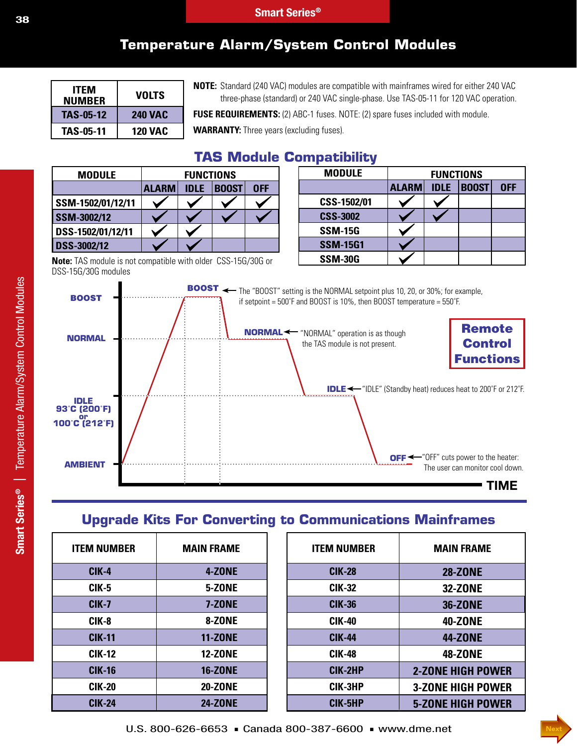# Temperature Alarm/System Control Modules

| ITEM NUMBER | VOLTS |
|---|---|
| TAS-05-12 | 240 VAC |
| TAS-05-11 | 120 VAC |

**NOTE:** Standard (240 VAC) modules are compatible with mainframes wired for either 240 VAC three-phase (standard) or 240 VAC single-phase. Use TAS-05-11 for 120 VAC operation.

**FUSE REQUIREMENTS:** (2) ABC-1 fuses. NOTE: (2) spare fuses included with module.

**WARRANTY:** Three years (excluding fuses).

## TAS Module Compatibility

| MODULE | FUNCTIONS | | | |
|---|---|---|---|---|
| | ALARM | IDLE | BOOST | OFF |
| SSM-1502/01/12/11 | ✓ | ✓ | ✓ | ✓ |
| SSM-3002/12 | ✓ | ✓ | ✓ | ✓ |
| DSS-1502/01/12/11 | ✓ | ✓ | | |
| DSS-3002/12 | ✓ | ✓ | | |

**Note:** TAS module is not compatible with older CSS-15G/30G or DSS-15G/30G modules

| MODULE | FUNCTIONS | | | |
|---|---|---|---|---|
| | ALARM | IDLE | BOOST | OFF |
| CSS-1502/01 | ✓ | ✓ | | |
| CSS-3002 | ✓ | ✓ | | |
| SSM-15G | ✓ | | | |
| SSM-15G1 | ✓ | | | |
| SSM-30G | ✓ | | | |

BOOST

NORMAL

IDLE
93°C (200°F)
or
100°C (212°F)

AMBIENT

TIME

BOOST ← The "BOOST" setting is the NORMAL setpoint plus 10, 20, or 30%; for example, if setpoint = 500°F and BOOST is 10%, then BOOST temperature = 550°F.

NORMAL ← "NORMAL" operation is as though the TAS module is not present.

IDLE ← "IDLE" (Standby heat) reduces heat to 200°F or 212°F.

OFF ← "OFF" cuts power to the heater: The user can monitor cool down.

**Remote Control Functions**

## Upgrade Kits For Converting to Communications Mainframes

| ITEM NUMBER | MAIN FRAME |
|---|---|
| CIK-4 | 4-ZONE |
| CIK-5 | 5-ZONE |
| CIK-7 | 7-ZONE |
| CIK-8 | 8-ZONE |
| CIK-11 | 11-ZONE |
| CIK-12 | 12-ZONE |
| CIK-16 | 16-ZONE |
| CIK-20 | 20-ZONE |
| CIK-24 | 24-ZONE |

| ITEM NUMBER | MAIN FRAME |
|---|---|
| CIK-28 | 28-ZONE |
| CIK-32 | 32-ZONE |
| CIK-36 | 36-ZONE |
| CIK-40 | 40-ZONE |
| CIK-44 | 44-ZONE |
| CIK-48 | 48-ZONE |
| CIK-2HP | 2-ZONE HIGH POWER |
| CIK-3HP | 3-ZONE HIGH POWER |
| CIK-5HP | 5-ZONE HIGH POWER |

U.S. 800-626-6653 ▪ Canada 800-387-6600 ▪ www.dme.net